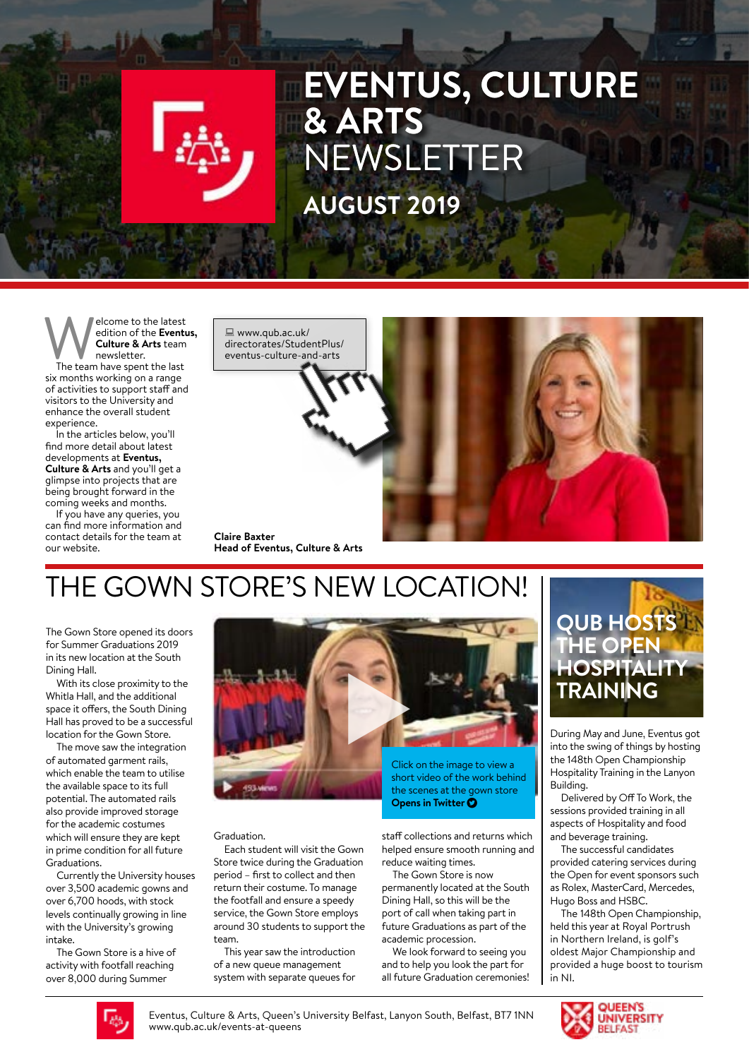# EVENTUS, CULTURE & ARTS NEWSLETTER

## AUGUST 2019

Welcome to the latest edition of the **Eventus, Culture & Arts** team newsletter.

The team have spent the last six months working on a range of activities to support staff and visitors to the University and enhance the overall student experience.

In the articles below, you'll find more detail about latest developments at **Eventus, Culture & Arts** and you'll get a glimpse into projects that are being brought forward in the coming weeks and months.

If you have any queries, you can find more information and contact details for the team at our website.

www.qub.ac.uk/directorates/StudentPlus/eventus-culture-and-arts

**Claire Baxter**
**Head of Eventus, Culture & Arts**

# THE GOWN STORE'S NEW LOCATION!

The Gown Store opened its doors for Summer Graduations 2019 in its new location at the South Dining Hall.

With its close proximity to the Whitla Hall, and the additional space it offers, the South Dining Hall has proved to be a successful location for the Gown Store.

The move saw the integration of automated garment rails, which enable the team to utilise the available space to its full potential. The automated rails also provide improved storage for the academic costumes which will ensure they are kept in prime condition for all future Graduations.

Currently the University houses over 3,500 academic gowns and over 6,700 hoods, with stock levels continually growing in line with the University's growing intake.

The Gown Store is a hive of activity with footfall reaching over 8,000 during Summer Graduation.

Each student will visit the Gown Store twice during the Graduation period – first to collect and then return their costume. To manage the footfall and ensure a speedy service, the Gown Store employs around 30 students to support the team.

This year saw the introduction of a new queue management system with separate queues for staff collections and returns which helped ensure smooth running and reduce waiting times.

The Gown Store is now permanently located at the South Dining Hall, so this will be the port of call when taking part in future Graduations as part of the academic procession.

We look forward to seeing you and to help you look the part for all future Graduation ceremonies!

Click on the image to view a short video of the work behind the scenes at the gown store
**Opens in Twitter**

# QUB HOSTS THE OPEN HOSPITALITY TRAINING

During May and June, Eventus got into the swing of things by hosting the 148th Open Championship Hospitality Training in the Lanyon Building.

Delivered by Off To Work, the sessions provided training in all aspects of Hospitality and food and beverage training.

The successful candidates provided catering services during the Open for event sponsors such as Rolex, MasterCard, Mercedes, Hugo Boss and HSBC.

The 148th Open Championship, held this year at Royal Portrush in Northern Ireland, is golf's oldest Major Championship and provided a huge boost to tourism in NI.

Eventus, Culture & Arts, Queen's University Belfast, Lanyon South, Belfast, BT7 1NN
www.qub.ac.uk/events-at-queens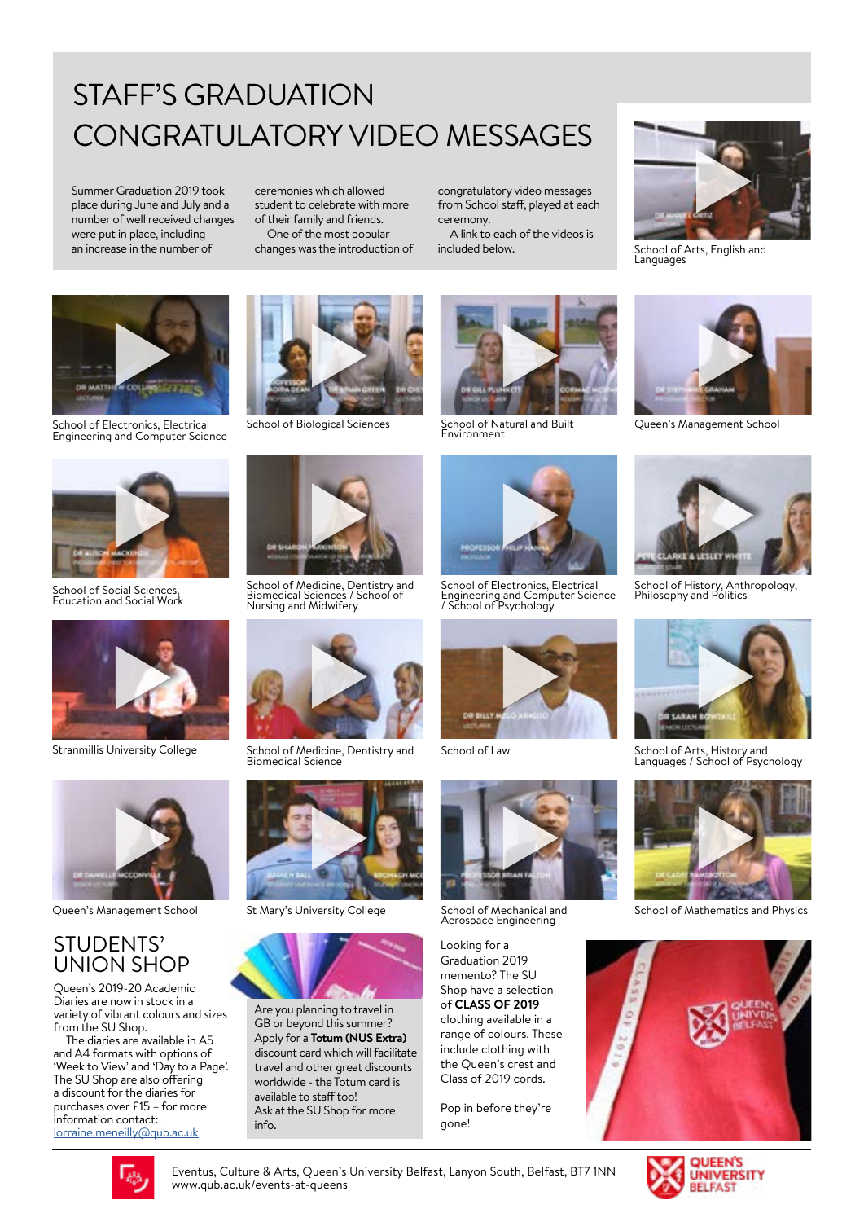# STAFF'S GRADUATION CONGRATULATORY VIDEO MESSAGES

Summer Graduation 2019 took place during June and July and a number of well received changes were put in place, including an increase in the number of ceremonies which allowed student to celebrate with more of their family and friends.

One of the most popular changes was the introduction of congratulatory video messages from School staff, played at each ceremony.

A link to each of the videos is included below.

School of Arts, English and Languages

School of Electronics, Electrical Engineering and Computer Science

School of Biological Sciences

School of Natural and Built Environment

Queen's Management School

School of Social Sciences, Education and Social Work

School of Medicine, Dentistry and Biomedical Sciences / School of Nursing and Midwifery

School of Electronics, Electrical Engineering and Computer Science / School of Psychology

School of History, Anthropology, Philosophy and Politics

Stranmillis University College

School of Medicine, Dentistry and Biomedical Science

School of Law

School of Arts, History and Languages / School of Psychology

Queen's Management School

St Mary's University College

School of Mechanical and Aerospace Engineering

School of Mathematics and Physics

## STUDENTS' UNION SHOP

Queen's 2019-20 Academic Diaries are now in stock in a variety of vibrant colours and sizes from the SU Shop.

The diaries are available in A5 and A4 formats with options of 'Week to View' and 'Day to a Page'. The SU Shop are also offering a discount for the diaries for purchases over £15 – for more information contact: lorraine.meneilly@qub.ac.uk

Are you planning to travel in GB or beyond this summer? Apply for a **Totum (NUS Extra)** discount card which will facilitate travel and other great discounts worldwide - the Totum card is available to staff too! Ask at the SU Shop for more info.

Looking for a Graduation 2019 memento? The SU Shop have a selection of **CLASS OF 2019** clothing available in a range of colours. These include clothing with the Queen's crest and Class of 2019 cords.

Pop in before they're gone!

Eventus, Culture & Arts, Queen's University Belfast, Lanyon South, Belfast, BT7 1NN
www.qub.ac.uk/events-at-queens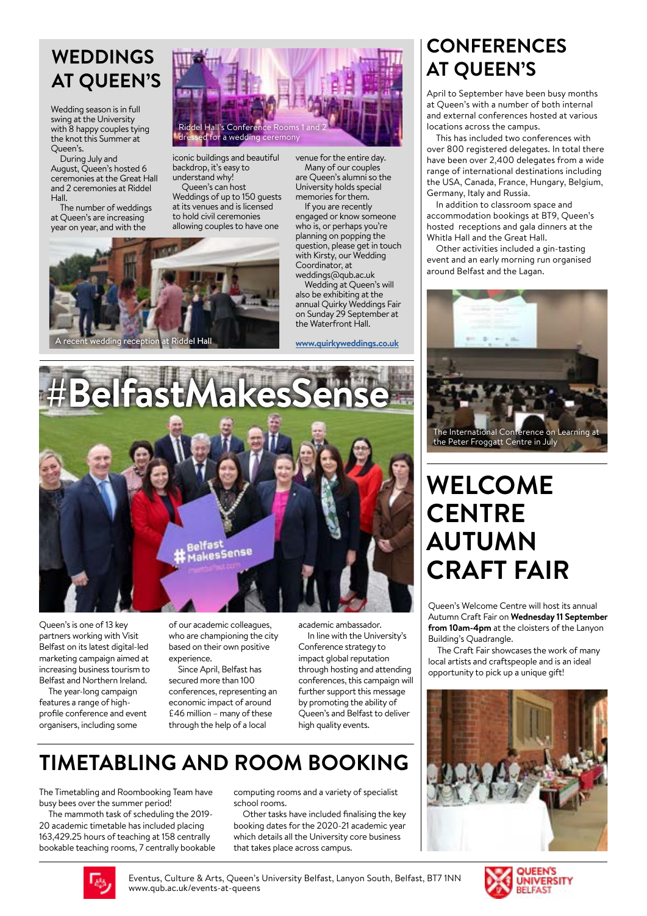## WEDDINGS AT QUEEN'S

Riddel Hall's Conference Rooms 1 and 2 dressed for a wedding ceremony

Wedding season is in full swing at the University with 8 happy couples tying the knot this Summer at Queen's.

During July and August, Queen's hosted 6 ceremonies at the Great Hall and 2 ceremonies at Riddel Hall.

The number of weddings at Queen's are increasing year on year, and with the iconic buildings and beautiful backdrop, it's easy to understand why!

Queen's can host Weddings of up to 150 guests at its venues and is licensed to hold civil ceremonies allowing couples to have one venue for the entire day.

Many of our couples are Queen's alumni so the University holds special memories for them.

If you are recently engaged or know someone who is, or perhaps you're planning on popping the question, please get in touch with Kirsty, our Wedding Coordinator, at weddings@qub.ac.uk

Wedding at Queen's will also be exhibiting at the annual Quirky Weddings Fair on Sunday 29 September at the Waterfront Hall.

www.quirkyweddings.co.uk

A recent wedding reception at Riddel Hall

## CONFERENCES AT QUEEN'S

April to September have been busy months at Queen's with a number of both internal and external conferences hosted at various locations across the campus.

This has included two conferences with over 800 registered delegates. In total there have been over 2,400 delegates from a wide range of international destinations including the USA, Canada, France, Hungary, Belgium, Germany, Italy and Russia.

In addition to classroom space and accommodation bookings at BT9, Queen's hosted receptions and gala dinners at the Whitla Hall and the Great Hall.

Other activities included a gin-tasting event and an early morning run organised around Belfast and the Lagan.

The International Conference on Learning at the Peter Froggatt Centre in July

## #BelfastMakesSense

Queen's is one of 13 key partners working with Visit Belfast on its latest digital-led marketing campaign aimed at increasing business tourism to Belfast and Northern Ireland.

The year-long campaign features a range of high-profile conference and event organisers, including some of our academic colleagues, who are championing the city based on their own positive experience.

Since April, Belfast has secured more than 100 conferences, representing an economic impact of around £46 million – many of these through the help of a local academic ambassador.

In line with the University's Conference strategy to impact global reputation through hosting and attending conferences, this campaign will further support this message by promoting the ability of Queen's and Belfast to deliver high quality events.

## WELCOME CENTRE AUTUMN CRAFT FAIR

Queen's Welcome Centre will host its annual Autumn Craft Fair on **Wednesday 11 September from 10am-4pm** at the cloisters of the Lanyon Building's Quadrangle.

The Craft Fair showcases the work of many local artists and craftspeople and is an ideal opportunity to pick up a unique gift!

## TIMETABLING AND ROOM BOOKING

The Timetabling and Roombooking Team have busy bees over the summer period!

The mammoth task of scheduling the 2019-20 academic timetable has included placing 163,429.25 hours of teaching at 158 centrally bookable teaching rooms, 7 centrally bookable computing rooms and a variety of specialist school rooms.

Other tasks have included finalising the key booking dates for the 2020-21 academic year which details all the University core business that takes place across campus.

Eventus, Culture & Arts, Queen's University Belfast, Lanyon South, Belfast, BT7 1NN
www.qub.ac.uk/events-at-queens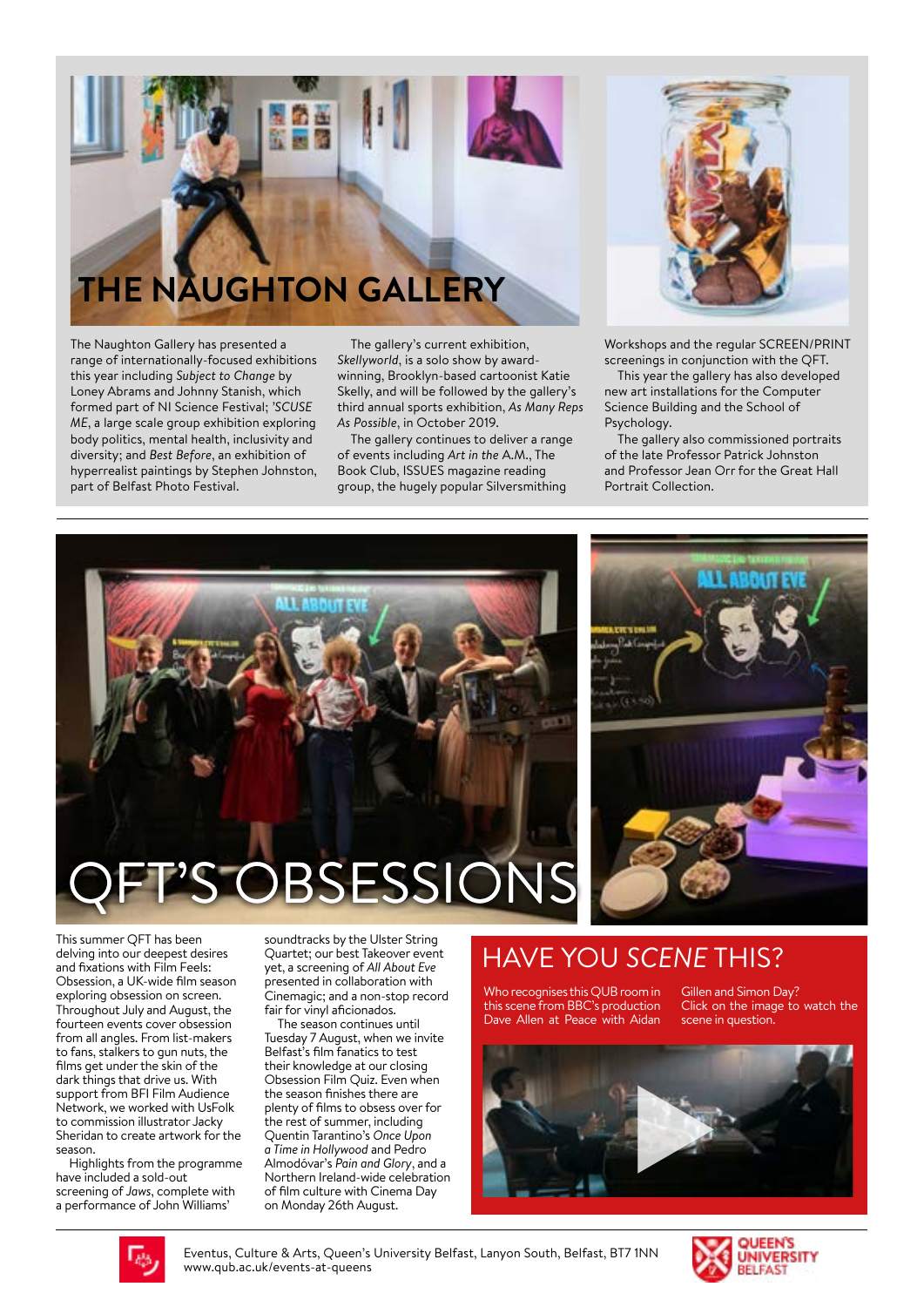# THE NAUGHTON GALLERY

The Naughton Gallery has presented a range of internationally-focused exhibitions this year including *Subject to Change* by Loney Abrams and Johnny Stanish, which formed part of NI Science Festival; *'SCUSE ME*, a large scale group exhibition exploring body politics, mental health, inclusivity and diversity; and *Best Before*, an exhibition of hyperrealist paintings by Stephen Johnston, part of Belfast Photo Festival.

The gallery's current exhibition, *Skellyworld*, is a solo show by award-winning, Brooklyn-based cartoonist Katie Skelly, and will be followed by the gallery's third annual sports exhibition, *As Many Reps As Possible*, in October 2019.

The gallery continues to deliver a range of events including *Art in the* A.M., The Book Club, ISSUES magazine reading group, the hugely popular Silversmithing Workshops and the regular SCREEN/PRINT screenings in conjunction with the QFT.

This year the gallery has also developed new art installations for the Computer Science Building and the School of Psychology.

The gallery also commissioned portraits of the late Professor Patrick Johnston and Professor Jean Orr for the Great Hall Portrait Collection.

# QFT'S OBSESSIONS

This summer QFT has been delving into our deepest desires and fixations with Film Feels: Obsession, a UK-wide film season exploring obsession on screen. Throughout July and August, the fourteen events cover obsession from all angles. From list-makers to fans, stalkers to gun nuts, the films get under the skin of the dark things that drive us. With support from BFI Film Audience Network, we worked with UsFolk to commission illustrator Jacky Sheridan to create artwork for the season.

Highlights from the programme have included a sold-out screening of *Jaws*, complete with a performance of John Williams' soundtracks by the Ulster String Quartet; our best Takeover event yet, a screening of *All About Eve* presented in collaboration with Cinemagic; and a non-stop record fair for vinyl aficionados.

The season continues until Tuesday 7 August, when we invite Belfast's film fanatics to test their knowledge at our closing Obsession Film Quiz. Even when the season finishes there are plenty of films to obsess over for the rest of summer, including Quentin Tarantino's *Once Upon a Time in Hollywood* and Pedro Almodóvar's *Pain and Glory*, and a Northern Ireland-wide celebration of film culture with Cinema Day on Monday 26th August.

## HAVE YOU *SCENE* THIS?

Who recognises this QUB room in this scene from BBC's production Dave Allen at Peace with Aidan Gillen and Simon Day? Click on the image to watch the scene in question.

Eventus, Culture & Arts, Queen's University Belfast, Lanyon South, Belfast, BT7 1NN
www.qub.ac.uk/events-at-queens